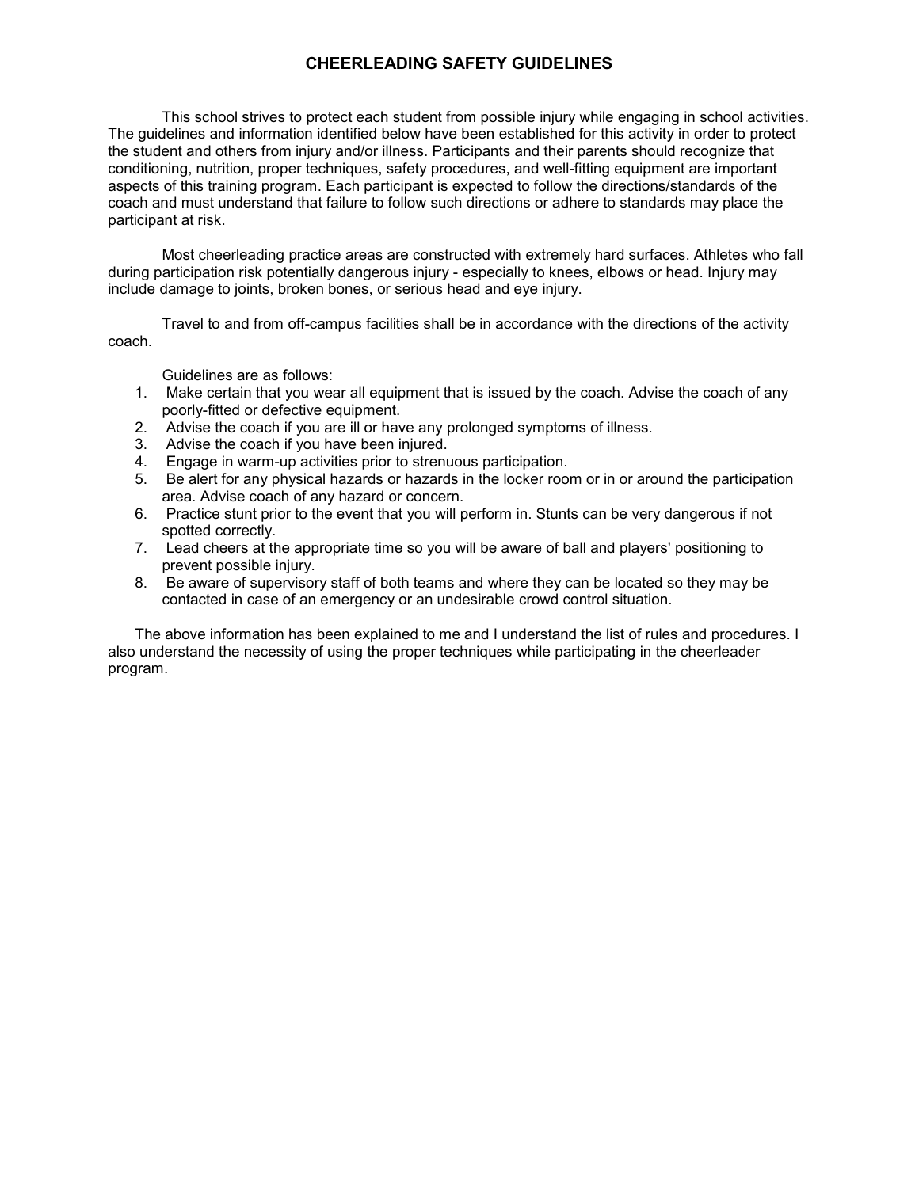# CHEERLEADING SAFETY GUIDELINES

This school strives to protect each student from possible injury while engaging in school activities. The guidelines and information identified below have been established for this activity in order to protect the student and others from injury and/or illness. Participants and their parents should recognize that conditioning, nutrition, proper techniques, safety procedures, and well-fitting equipment are important aspects of this training program. Each participant is expected to follow the directions/standards of the coach and must understand that failure to follow such directions or adhere to standards may place the participant at risk.

Most cheerleading practice areas are constructed with extremely hard surfaces. Athletes who fall during participation risk potentially dangerous injury - especially to knees, elbows or head. Injury may include damage to joints, broken bones, or serious head and eye injury.

Travel to and from off-campus facilities shall be in accordance with the directions of the activity coach.

Guidelines are as follows:

1. Make certain that you wear all equipment that is issued by the coach. Advise the coach of any poorly-fitted or defective equipment.
2. Advise the coach if you are ill or have any prolonged symptoms of illness.
3. Advise the coach if you have been injured.
4. Engage in warm-up activities prior to strenuous participation.
5. Be alert for any physical hazards or hazards in the locker room or in or around the participation area. Advise coach of any hazard or concern.
6. Practice stunt prior to the event that you will perform in. Stunts can be very dangerous if not spotted correctly.
7. Lead cheers at the appropriate time so you will be aware of ball and players' positioning to prevent possible injury.
8. Be aware of supervisory staff of both teams and where they can be located so they may be contacted in case of an emergency or an undesirable crowd control situation.

The above information has been explained to me and I understand the list of rules and procedures. I also understand the necessity of using the proper techniques while participating in the cheerleader program.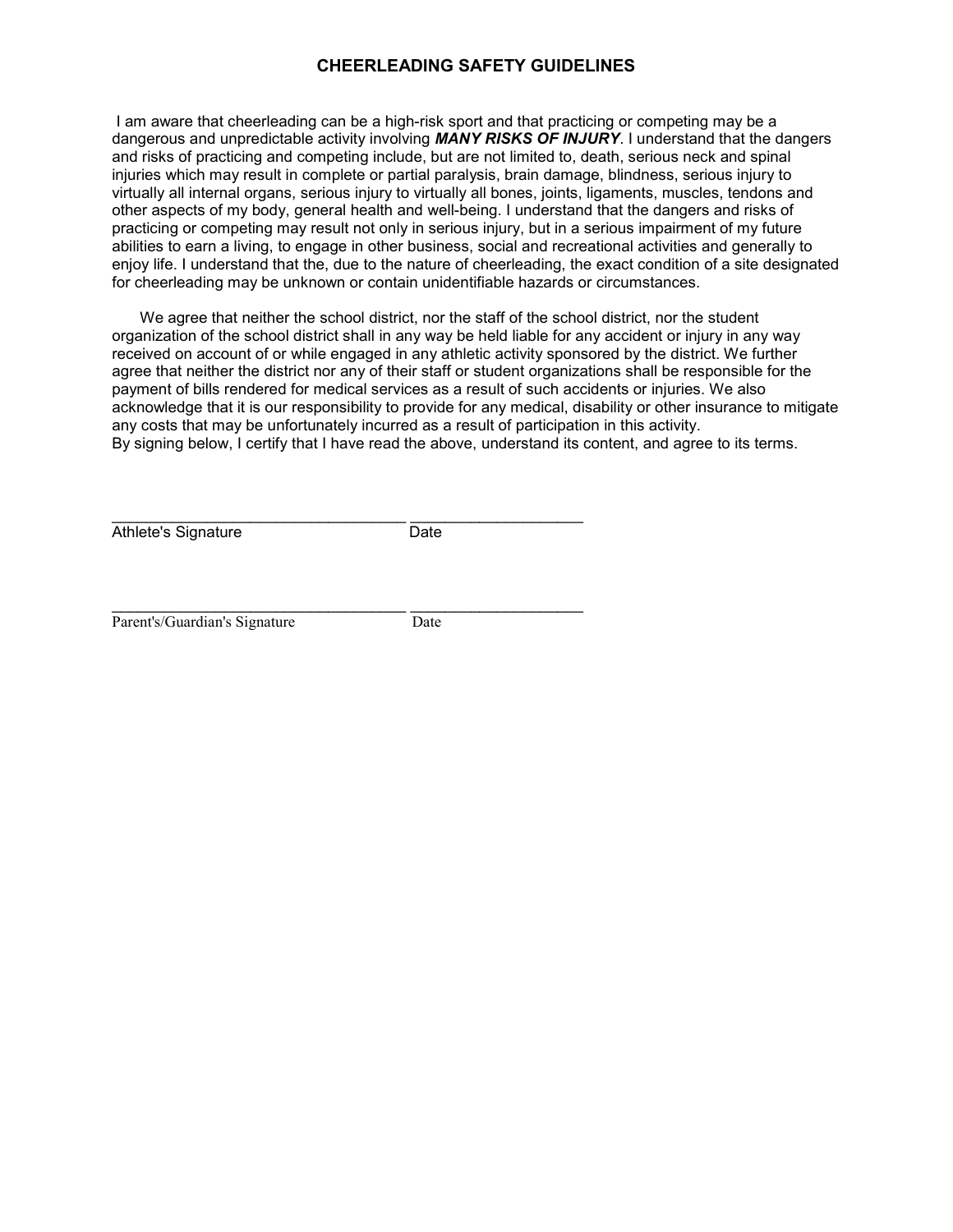## CHEERLEADING SAFETY GUIDELINES

I am aware that cheerleading can be a high-risk sport and that practicing or competing may be a dangerous and unpredictable activity involving ***MANY RISKS OF INJURY***. I understand that the dangers and risks of practicing and competing include, but are not limited to, death, serious neck and spinal injuries which may result in complete or partial paralysis, brain damage, blindness, serious injury to virtually all internal organs, serious injury to virtually all bones, joints, ligaments, muscles, tendons and other aspects of my body, general health and well-being. I understand that the dangers and risks of practicing or competing may result not only in serious injury, but in a serious impairment of my future abilities to earn a living, to engage in other business, social and recreational activities and generally to enjoy life. I understand that the, due to the nature of cheerleading, the exact condition of a site designated for cheerleading may be unknown or contain unidentifiable hazards or circumstances.

We agree that neither the school district, nor the staff of the school district, nor the student organization of the school district shall in any way be held liable for any accident or injury in any way received on account of or while engaged in any athletic activity sponsored by the district. We further agree that neither the district nor any of their staff or student organizations shall be responsible for the payment of bills rendered for medical services as a result of such accidents or injuries. We also acknowledge that it is our responsibility to provide for any medical, disability or other insurance to mitigate any costs that may be unfortunately incurred as a result of participation in this activity.
By signing below, I certify that I have read the above, understand its content, and agree to its terms.

\_\_\_\_\_\_\_\_\_\_\_\_\_\_\_\_\_\_\_\_\_\_\_\_\_\_\_\_\_\_\_\_\_\_\_ \_\_\_\_\_\_\_\_\_\_\_\_\_\_\_\_\_\_\_\_
Athlete's Signature Date

\_\_\_\_\_\_\_\_\_\_\_\_\_\_\_\_\_\_\_\_\_\_\_\_\_\_\_\_\_\_\_\_\_\_\_ \_\_\_\_\_\_\_\_\_\_\_\_\_\_\_\_\_\_\_\_
Parent's/Guardian's Signature Date